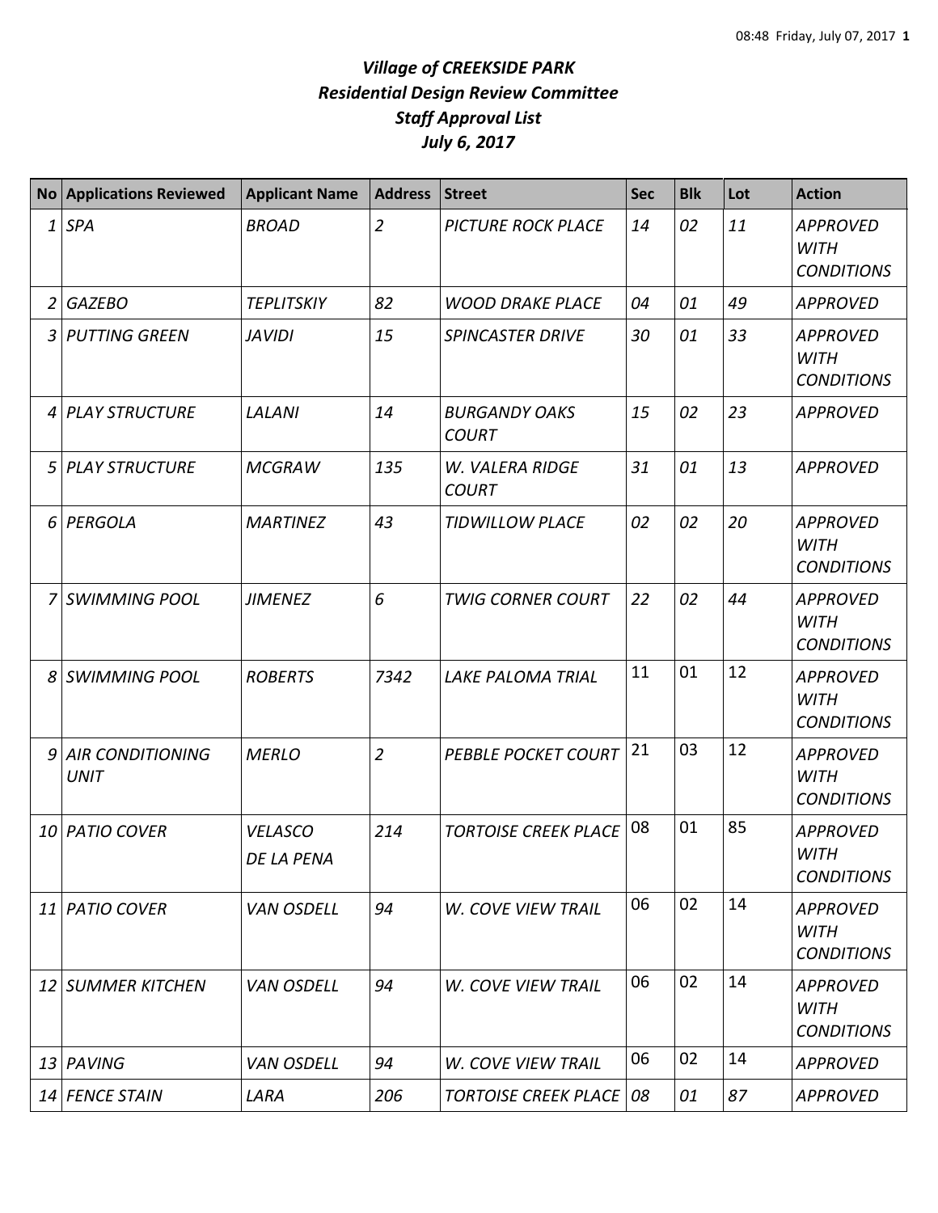# *Village of CREEKSIDE PARK*
## *Residential Design Review Committee*
## *Staff Approval List*
## *July 6, 2017*

| No | Applications Reviewed | Applicant Name | Address | Street | Sec | Blk | Lot | Action |
|---|---|---|---|---|---|---|---|---|
| 1 | SPA | BROAD | 2 | PICTURE ROCK PLACE | 14 | 02 | 11 | APPROVED WITH CONDITIONS |
| 2 | GAZEBO | TEPLITSKIY | 82 | WOOD DRAKE PLACE | 04 | 01 | 49 | APPROVED |
| 3 | PUTTING GREEN | JAVIDI | 15 | SPINCASTER DRIVE | 30 | 01 | 33 | APPROVED WITH CONDITIONS |
| 4 | PLAY STRUCTURE | LALANI | 14 | BURGANDY OAKS COURT | 15 | 02 | 23 | APPROVED |
| 5 | PLAY STRUCTURE | MCGRAW | 135 | W. VALERA RIDGE COURT | 31 | 01 | 13 | APPROVED |
| 6 | PERGOLA | MARTINEZ | 43 | TIDWILLOW PLACE | 02 | 02 | 20 | APPROVED WITH CONDITIONS |
| 7 | SWIMMING POOL | JIMENEZ | 6 | TWIG CORNER COURT | 22 | 02 | 44 | APPROVED WITH CONDITIONS |
| 8 | SWIMMING POOL | ROBERTS | 7342 | LAKE PALOMA TRIAL | 11 | 01 | 12 | APPROVED WITH CONDITIONS |
| 9 | AIR CONDITIONING UNIT | MERLO | 2 | PEBBLE POCKET COURT | 21 | 03 | 12 | APPROVED WITH CONDITIONS |
| 10 | PATIO COVER | VELASCO DE LA PENA | 214 | TORTOISE CREEK PLACE | 08 | 01 | 85 | APPROVED WITH CONDITIONS |
| 11 | PATIO COVER | VAN OSDELL | 94 | W. COVE VIEW TRAIL | 06 | 02 | 14 | APPROVED WITH CONDITIONS |
| 12 | SUMMER KITCHEN | VAN OSDELL | 94 | W. COVE VIEW TRAIL | 06 | 02 | 14 | APPROVED WITH CONDITIONS |
| 13 | PAVING | VAN OSDELL | 94 | W. COVE VIEW TRAIL | 06 | 02 | 14 | APPROVED |
| 14 | FENCE STAIN | LARA | 206 | TORTOISE CREEK PLACE | 08 | 01 | 87 | APPROVED |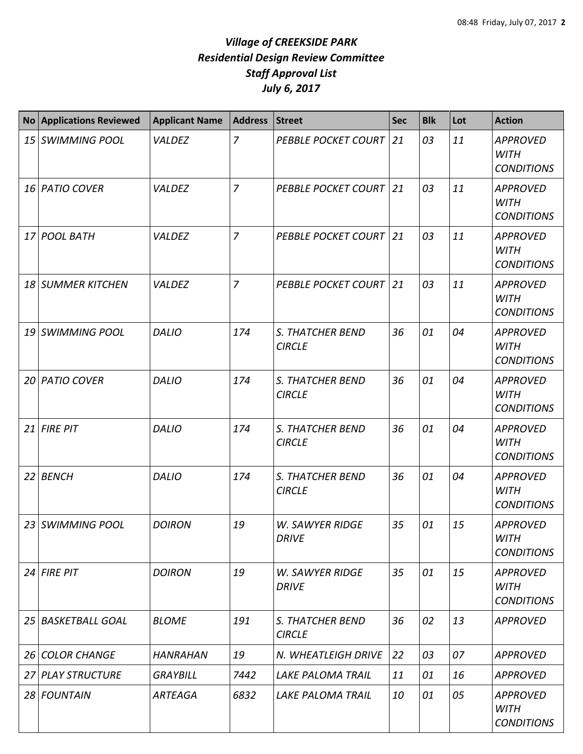# *Village of CREEKSIDE PARK*
## *Residential Design Review Committee*
## *Staff Approval List*
## *July 6, 2017*

| No | Applications Reviewed | Applicant Name | Address | Street | Sec | Blk | Lot | Action |
|---|---|---|---|---|---|---|---|---|
| 15 | *SWIMMING POOL* | *VALDEZ* | *7* | *PEBBLE POCKET COURT* | *21* | *03* | *11* | *APPROVED WITH CONDITIONS* |
| 16 | *PATIO COVER* | *VALDEZ* | *7* | *PEBBLE POCKET COURT* | *21* | *03* | *11* | *APPROVED WITH CONDITIONS* |
| 17 | *POOL BATH* | *VALDEZ* | *7* | *PEBBLE POCKET COURT* | *21* | *03* | *11* | *APPROVED WITH CONDITIONS* |
| 18 | *SUMMER KITCHEN* | *VALDEZ* | *7* | *PEBBLE POCKET COURT* | *21* | *03* | *11* | *APPROVED WITH CONDITIONS* |
| 19 | *SWIMMING POOL* | *DALIO* | *174* | *S. THATCHER BEND CIRCLE* | *36* | *01* | *04* | *APPROVED WITH CONDITIONS* |
| 20 | *PATIO COVER* | *DALIO* | *174* | *S. THATCHER BEND CIRCLE* | *36* | *01* | *04* | *APPROVED WITH CONDITIONS* |
| 21 | *FIRE PIT* | *DALIO* | *174* | *S. THATCHER BEND CIRCLE* | *36* | *01* | *04* | *APPROVED WITH CONDITIONS* |
| 22 | *BENCH* | *DALIO* | *174* | *S. THATCHER BEND CIRCLE* | *36* | *01* | *04* | *APPROVED WITH CONDITIONS* |
| 23 | *SWIMMING POOL* | *DOIRON* | *19* | *W. SAWYER RIDGE DRIVE* | *35* | *01* | *15* | *APPROVED WITH CONDITIONS* |
| 24 | *FIRE PIT* | *DOIRON* | *19* | *W. SAWYER RIDGE DRIVE* | *35* | *01* | *15* | *APPROVED WITH CONDITIONS* |
| 25 | *BASKETBALL GOAL* | *BLOME* | *191* | *S. THATCHER BEND CIRCLE* | *36* | *02* | *13* | *APPROVED* |
| 26 | *COLOR CHANGE* | *HANRAHAN* | *19* | *N. WHEATLEIGH DRIVE* | *22* | *03* | *07* | *APPROVED* |
| 27 | *PLAY STRUCTURE* | *GRAYBILL* | *7442* | *LAKE PALOMA TRAIL* | *11* | *01* | *16* | *APPROVED* |
| 28 | *FOUNTAIN* | *ARTEAGA* | *6832* | *LAKE PALOMA TRAIL* | *10* | *01* | *05* | *APPROVED WITH CONDITIONS* |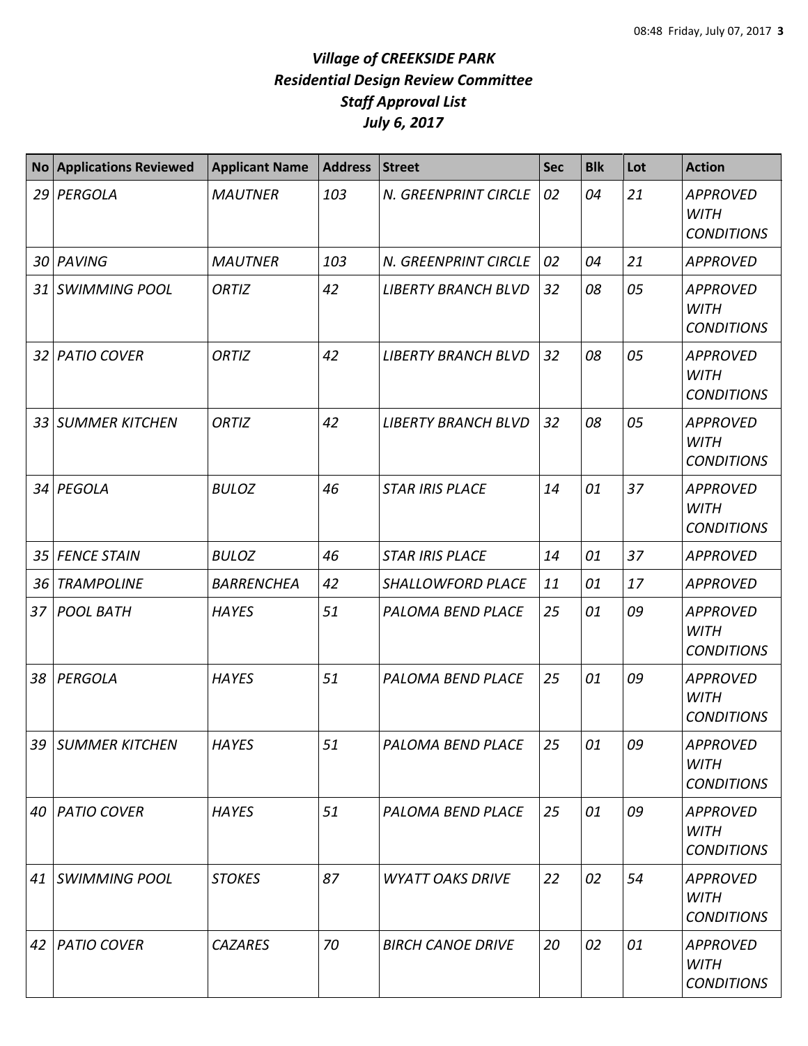# *Village of CREEKSIDE PARK*
## *Residential Design Review Committee*
## *Staff Approval List*
## *July 6, 2017*

| No | Applications Reviewed | Applicant Name | Address | Street | Sec | Blk | Lot | Action |
|---|---|---|---|---|---|---|---|---|
| *29* | *PERGOLA* | *MAUTNER* | *103* | *N. GREENPRINT CIRCLE* | *02* | *04* | *21* | *APPROVED WITH CONDITIONS* |
| *30* | *PAVING* | *MAUTNER* | *103* | *N. GREENPRINT CIRCLE* | *02* | *04* | *21* | *APPROVED* |
| *31* | *SWIMMING POOL* | *ORTIZ* | *42* | *LIBERTY BRANCH BLVD* | *32* | *08* | *05* | *APPROVED WITH CONDITIONS* |
| *32* | *PATIO COVER* | *ORTIZ* | *42* | *LIBERTY BRANCH BLVD* | *32* | *08* | *05* | *APPROVED WITH CONDITIONS* |
| *33* | *SUMMER KITCHEN* | *ORTIZ* | *42* | *LIBERTY BRANCH BLVD* | *32* | *08* | *05* | *APPROVED WITH CONDITIONS* |
| *34* | *PEGOLA* | *BULOZ* | *46* | *STAR IRIS PLACE* | *14* | *01* | *37* | *APPROVED WITH CONDITIONS* |
| *35* | *FENCE STAIN* | *BULOZ* | *46* | *STAR IRIS PLACE* | *14* | *01* | *37* | *APPROVED* |
| *36* | *TRAMPOLINE* | *BARRENCHEA* | *42* | *SHALLOWFORD PLACE* | *11* | *01* | *17* | *APPROVED* |
| *37* | *POOL BATH* | *HAYES* | *51* | *PALOMA BEND PLACE* | *25* | *01* | *09* | *APPROVED WITH CONDITIONS* |
| *38* | *PERGOLA* | *HAYES* | *51* | *PALOMA BEND PLACE* | *25* | *01* | *09* | *APPROVED WITH CONDITIONS* |
| *39* | *SUMMER KITCHEN* | *HAYES* | *51* | *PALOMA BEND PLACE* | *25* | *01* | *09* | *APPROVED WITH CONDITIONS* |
| *40* | *PATIO COVER* | *HAYES* | *51* | *PALOMA BEND PLACE* | *25* | *01* | *09* | *APPROVED WITH CONDITIONS* |
| *41* | *SWIMMING POOL* | *STOKES* | *87* | *WYATT OAKS DRIVE* | *22* | *02* | *54* | *APPROVED WITH CONDITIONS* |
| *42* | *PATIO COVER* | *CAZARES* | *70* | *BIRCH CANOE DRIVE* | *20* | *02* | *01* | *APPROVED WITH CONDITIONS* |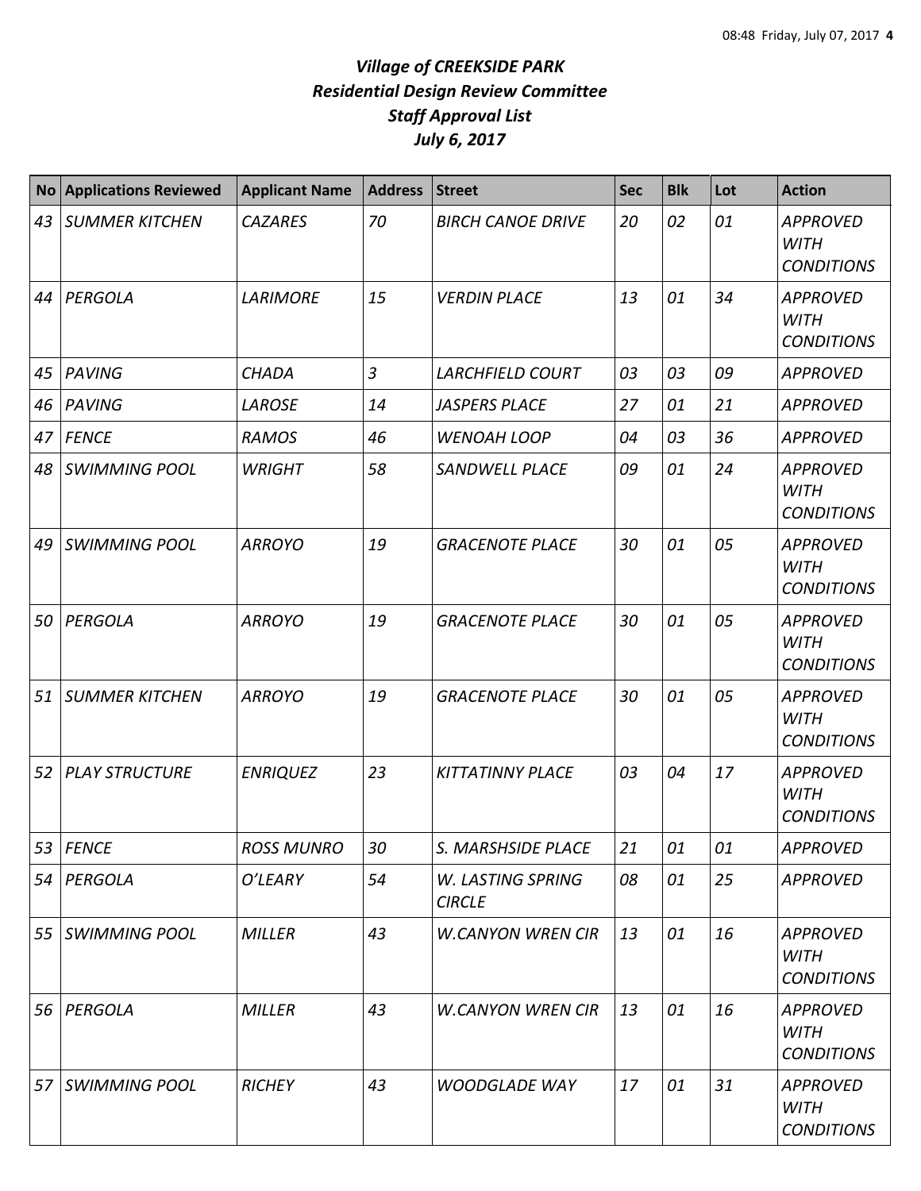# *Village of CREEKSIDE PARK*
## *Residential Design Review Committee*
## *Staff Approval List*
## *July 6, 2017*

| No | Applications Reviewed | Applicant Name | Address | Street | Sec | Blk | Lot | Action |
|---|---|---|---|---|---|---|---|---|
| 43 | SUMMER KITCHEN | CAZARES | 70 | BIRCH CANOE DRIVE | 20 | 02 | 01 | APPROVED WITH CONDITIONS |
| 44 | PERGOLA | LARIMORE | 15 | VERDIN PLACE | 13 | 01 | 34 | APPROVED WITH CONDITIONS |
| 45 | PAVING | CHADA | 3 | LARCHFIELD COURT | 03 | 03 | 09 | APPROVED |
| 46 | PAVING | LAROSE | 14 | JASPERS PLACE | 27 | 01 | 21 | APPROVED |
| 47 | FENCE | RAMOS | 46 | WENOAH LOOP | 04 | 03 | 36 | APPROVED |
| 48 | SWIMMING POOL | WRIGHT | 58 | SANDWELL PLACE | 09 | 01 | 24 | APPROVED WITH CONDITIONS |
| 49 | SWIMMING POOL | ARROYO | 19 | GRACENOTE PLACE | 30 | 01 | 05 | APPROVED WITH CONDITIONS |
| 50 | PERGOLA | ARROYO | 19 | GRACENOTE PLACE | 30 | 01 | 05 | APPROVED WITH CONDITIONS |
| 51 | SUMMER KITCHEN | ARROYO | 19 | GRACENOTE PLACE | 30 | 01 | 05 | APPROVED WITH CONDITIONS |
| 52 | PLAY STRUCTURE | ENRIQUEZ | 23 | KITTATINNY PLACE | 03 | 04 | 17 | APPROVED WITH CONDITIONS |
| 53 | FENCE | ROSS MUNRO | 30 | S. MARSHSIDE PLACE | 21 | 01 | 01 | APPROVED |
| 54 | PERGOLA | O'LEARY | 54 | W. LASTING SPRING CIRCLE | 08 | 01 | 25 | APPROVED |
| 55 | SWIMMING POOL | MILLER | 43 | W.CANYON WREN CIR | 13 | 01 | 16 | APPROVED WITH CONDITIONS |
| 56 | PERGOLA | MILLER | 43 | W.CANYON WREN CIR | 13 | 01 | 16 | APPROVED WITH CONDITIONS |
| 57 | SWIMMING POOL | RICHEY | 43 | WOODGLADE WAY | 17 | 01 | 31 | APPROVED WITH CONDITIONS |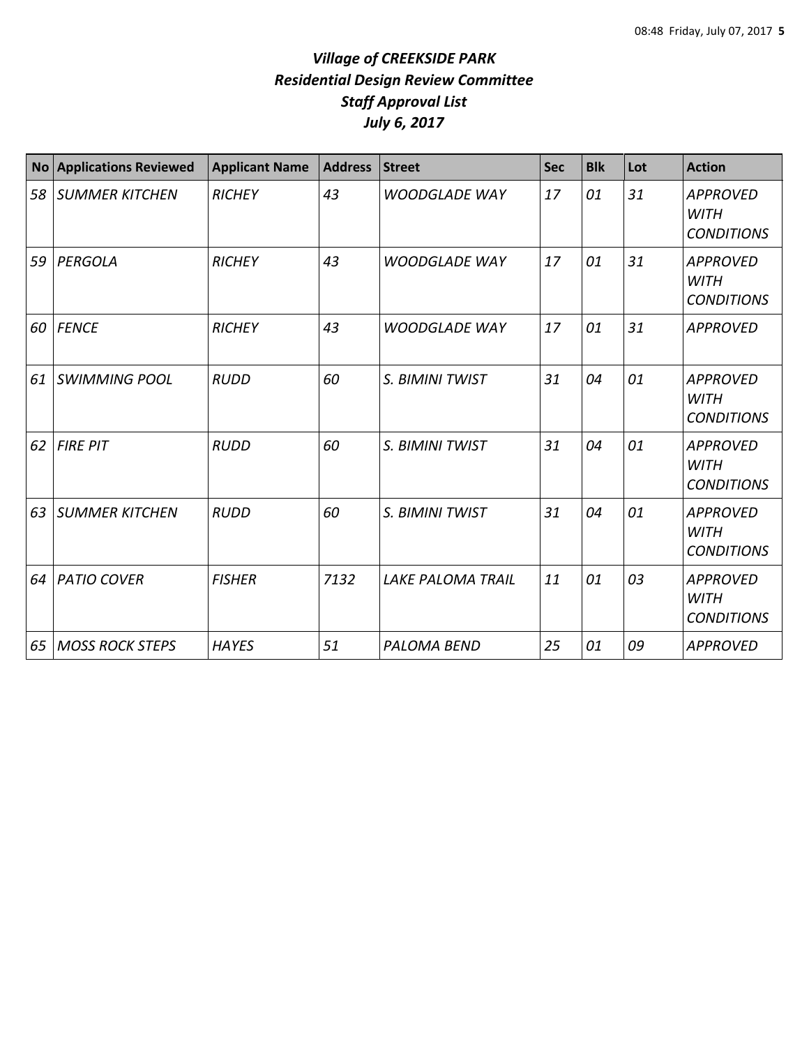# *Village of CREEKSIDE PARK*
## *Residential Design Review Committee*
## *Staff Approval List*
## *July 6, 2017*

| No | Applications Reviewed | Applicant Name | Address | Street | Sec | Blk | Lot | Action |
|---|---|---|---|---|---|---|---|---|
| 58 | SUMMER KITCHEN | RICHEY | 43 | WOODGLADE WAY | 17 | 01 | 31 | APPROVED WITH CONDITIONS |
| 59 | PERGOLA | RICHEY | 43 | WOODGLADE WAY | 17 | 01 | 31 | APPROVED WITH CONDITIONS |
| 60 | FENCE | RICHEY | 43 | WOODGLADE WAY | 17 | 01 | 31 | APPROVED |
| 61 | SWIMMING POOL | RUDD | 60 | S. BIMINI TWIST | 31 | 04 | 01 | APPROVED WITH CONDITIONS |
| 62 | FIRE PIT | RUDD | 60 | S. BIMINI TWIST | 31 | 04 | 01 | APPROVED WITH CONDITIONS |
| 63 | SUMMER KITCHEN | RUDD | 60 | S. BIMINI TWIST | 31 | 04 | 01 | APPROVED WITH CONDITIONS |
| 64 | PATIO COVER | FISHER | 7132 | LAKE PALOMA TRAIL | 11 | 01 | 03 | APPROVED WITH CONDITIONS |
| 65 | MOSS ROCK STEPS | HAYES | 51 | PALOMA BEND | 25 | 01 | 09 | APPROVED |